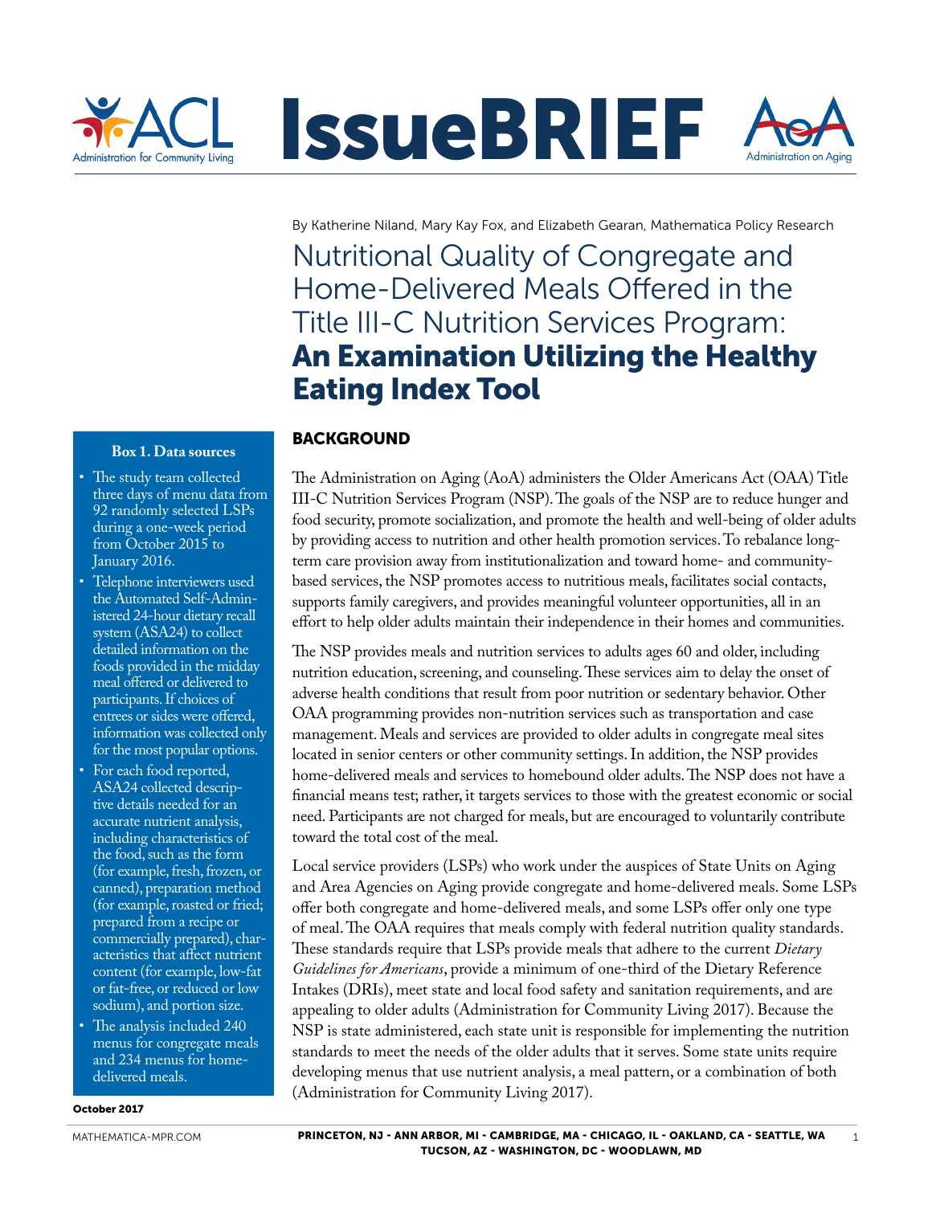# IssueBRIEF

By Katherine Niland, Mary Kay Fox, and Elizabeth Gearan, Mathematica Policy Research

# Nutritional Quality of Congregate and Home-Delivered Meals Offered in the Title III-C Nutrition Services Program: **An Examination Utilizing the Healthy Eating Index Tool**

## BACKGROUND

The Administration on Aging (AoA) administers the Older Americans Act (OAA) Title III-C Nutrition Services Program (NSP). The goals of the NSP are to reduce hunger and food security, promote socialization, and promote the health and well-being of older adults by providing access to nutrition and other health promotion services. To rebalance long-term care provision away from institutionalization and toward home- and community-based services, the NSP promotes access to nutritious meals, facilitates social contacts, supports family caregivers, and provides meaningful volunteer opportunities, all in an effort to help older adults maintain their independence in their homes and communities.

The NSP provides meals and nutrition services to adults ages 60 and older, including nutrition education, screening, and counseling. These services aim to delay the onset of adverse health conditions that result from poor nutrition or sedentary behavior. Other OAA programming provides non-nutrition services such as transportation and case management. Meals and services are provided to older adults in congregate meal sites located in senior centers or other community settings. In addition, the NSP provides home-delivered meals and services to homebound older adults. The NSP does not have a financial means test; rather, it targets services to those with the greatest economic or social need. Participants are not charged for meals, but are encouraged to voluntarily contribute toward the total cost of the meal.

Local service providers (LSPs) who work under the auspices of State Units on Aging and Area Agencies on Aging provide congregate and home-delivered meals. Some LSPs offer both congregate and home-delivered meals, and some LSPs offer only one type of meal. The OAA requires that meals comply with federal nutrition quality standards. These standards require that LSPs provide meals that adhere to the current *Dietary Guidelines for Americans*, provide a minimum of one-third of the Dietary Reference Intakes (DRIs), meet state and local food safety and sanitation requirements, and are appealing to older adults (Administration for Community Living 2017). Because the NSP is state administered, each state unit is responsible for implementing the nutrition standards to meet the needs of the older adults that it serves. Some state units require developing menus that use nutrient analysis, a meal pattern, or a combination of both (Administration for Community Living 2017).

**Box 1. Data sources**

- The study team collected three days of menu data from 92 randomly selected LSPs during a one-week period from October 2015 to January 2016.
- Telephone interviewers used the Automated Self-Administered 24-hour dietary recall system (ASA24) to collect detailed information on the foods provided in the midday meal offered or delivered to participants. If choices of entrees or sides were offered, information was collected only for the most popular options.
- For each food reported, ASA24 collected descriptive details needed for an accurate nutrient analysis, including characteristics of the food, such as the form (for example, fresh, frozen, or canned), preparation method (for example, roasted or fried; prepared from a recipe or commercially prepared), characteristics that affect nutrient content (for example, low-fat or fat-free, or reduced or low sodium), and portion size.
- The analysis included 240 menus for congregate meals and 234 menus for home-delivered meals.

October 2017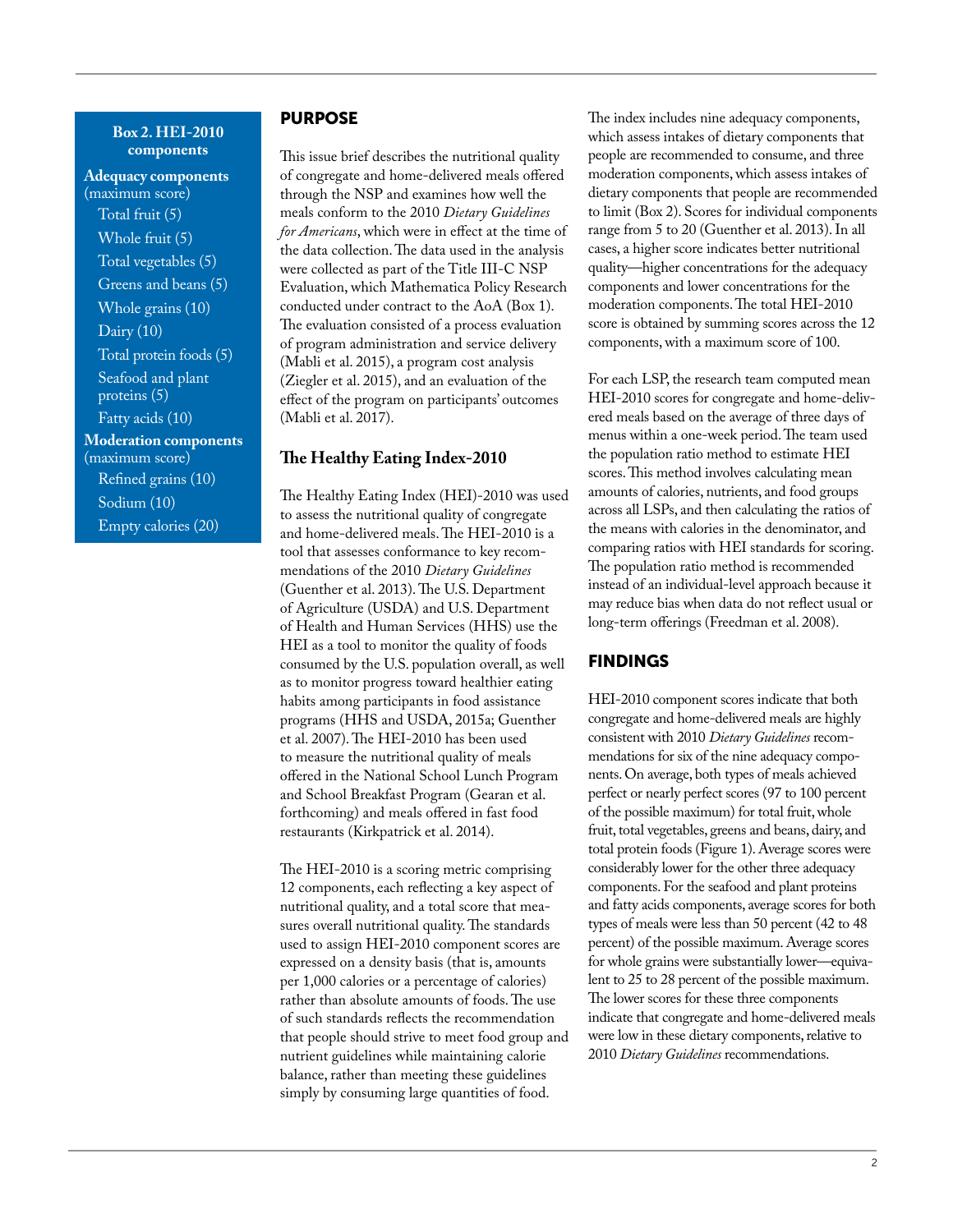## PURPOSE

This issue brief describes the nutritional quality of congregate and home-delivered meals offered through the NSP and examines how well the meals conform to the 2010 *Dietary Guidelines for Americans*, which were in effect at the time of the data collection. The data used in the analysis were collected as part of the Title III-C NSP Evaluation, which Mathematica Policy Research conducted under contract to the AoA (Box 1). The evaluation consisted of a process evaluation of program administration and service delivery (Mabli et al. 2015), a program cost analysis (Ziegler et al. 2015), and an evaluation of the effect of the program on participants' outcomes (Mabli et al. 2017).

### The Healthy Eating Index-2010

The Healthy Eating Index (HEI)-2010 was used to assess the nutritional quality of congregate and home-delivered meals. The HEI-2010 is a tool that assesses conformance to key recommendations of the 2010 *Dietary Guidelines* (Guenther et al. 2013). The U.S. Department of Agriculture (USDA) and U.S. Department of Health and Human Services (HHS) use the HEI as a tool to monitor the quality of foods consumed by the U.S. population overall, as well as to monitor progress toward healthier eating habits among participants in food assistance programs (HHS and USDA, 2015a; Guenther et al. 2007). The HEI-2010 has been used to measure the nutritional quality of meals offered in the National School Lunch Program and School Breakfast Program (Gearan et al. forthcoming) and meals offered in fast food restaurants (Kirkpatrick et al. 2014).

The HEI-2010 is a scoring metric comprising 12 components, each reflecting a key aspect of nutritional quality, and a total score that measures overall nutritional quality. The standards used to assign HEI-2010 component scores are expressed on a density basis (that is, amounts per 1,000 calories or a percentage of calories) rather than absolute amounts of foods. The use of such standards reflects the recommendation that people should strive to meet food group and nutrient guidelines while maintaining calorie balance, rather than meeting these guidelines simply by consuming large quantities of food.

The index includes nine adequacy components, which assess intakes of dietary components that people are recommended to consume, and three moderation components, which assess intakes of dietary components that people are recommended to limit (Box 2). Scores for individual components range from 5 to 20 (Guenther et al. 2013). In all cases, a higher score indicates better nutritional quality—higher concentrations for the adequacy components and lower concentrations for the moderation components. The total HEI-2010 score is obtained by summing scores across the 12 components, with a maximum score of 100.

> **Box 2. HEI-2010 components**
>
> **Adequacy components** (maximum score)
> - Total fruit (5)
> - Whole fruit (5)
> - Total vegetables (5)
> - Greens and beans (5)
> - Whole grains (10)
> - Dairy (10)
> - Total protein foods (5)
> - Seafood and plant proteins (5)
> - Fatty acids (10)
>
> **Moderation components** (maximum score)
> - Refined grains (10)
> - Sodium (10)
> - Empty calories (20)

For each LSP, the research team computed mean HEI-2010 scores for congregate and home-delivered meals based on the average of three days of menus within a one-week period. The team used the population ratio method to estimate HEI scores. This method involves calculating mean amounts of calories, nutrients, and food groups across all LSPs, and then calculating the ratios of the means with calories in the denominator, and comparing ratios with HEI standards for scoring. The population ratio method is recommended instead of an individual-level approach because it may reduce bias when data do not reflect usual or long-term offerings (Freedman et al. 2008).

## FINDINGS

HEI-2010 component scores indicate that both congregate and home-delivered meals are highly consistent with 2010 *Dietary Guidelines* recommendations for six of the nine adequacy components. On average, both types of meals achieved perfect or nearly perfect scores (97 to 100 percent of the possible maximum) for total fruit, whole fruit, total vegetables, greens and beans, dairy, and total protein foods (Figure 1). Average scores were considerably lower for the other three adequacy components. For the seafood and plant proteins and fatty acids components, average scores for both types of meals were less than 50 percent (42 to 48 percent) of the possible maximum. Average scores for whole grains were substantially lower—equivalent to 25 to 28 percent of the possible maximum. The lower scores for these three components indicate that congregate and home-delivered meals were low in these dietary components, relative to 2010 *Dietary Guidelines* recommendations.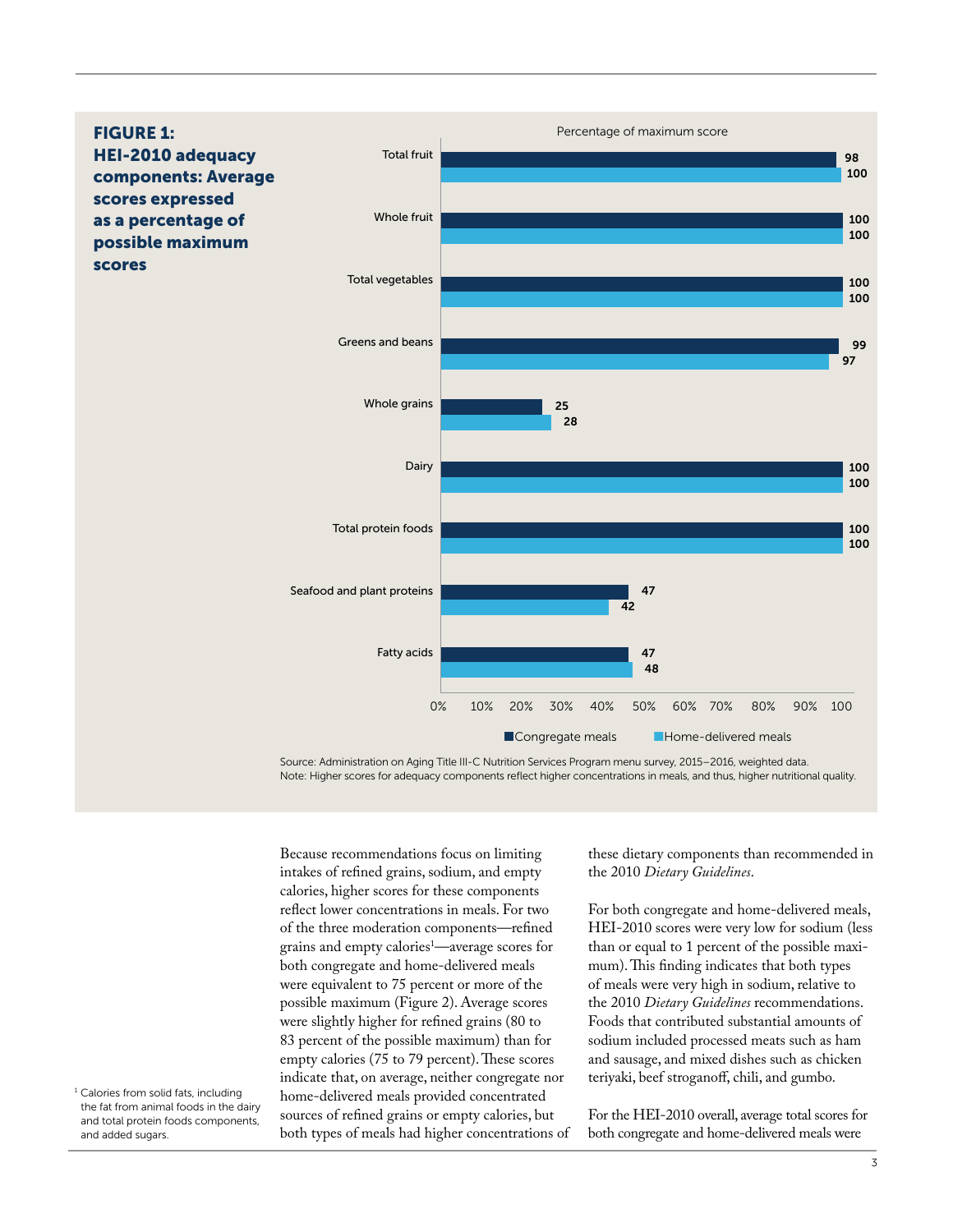**FIGURE 1: HEI-2010 adequacy components: Average scores expressed as a percentage of possible maximum scores**

Percentage of maximum score

| Component | Congregate meals | Home-delivered meals |
|---|---|---|
| Total fruit | 98 | 100 |
| Whole fruit | 100 | 100 |
| Total vegetables | 100 | 100 |
| Greens and beans | 99 | 97 |
| Whole grains | 25 | 28 |
| Dairy | 100 | 100 |
| Total protein foods | 100 | 100 |
| Seafood and plant proteins | 47 | 42 |
| Fatty acids | 47 | 48 |

Source: Administration on Aging Title III-C Nutrition Services Program menu survey, 2015–2016, weighted data.
Note: Higher scores for adequacy components reflect higher concentrations in meals, and thus, higher nutritional quality.

Because recommendations focus on limiting intakes of refined grains, sodium, and empty calories, higher scores for these components reflect lower concentrations in meals. For two of the three moderation components—refined grains and empty calories[1]—average scores for both congregate and home-delivered meals were equivalent to 75 percent or more of the possible maximum (Figure 2). Average scores were slightly higher for refined grains (80 to 83 percent of the possible maximum) than for empty calories (75 to 79 percent). These scores indicate that, on average, neither congregate nor home-delivered meals provided concentrated sources of refined grains or empty calories, but both types of meals had higher concentrations of these dietary components than recommended in the 2010 *Dietary Guidelines*.

For both congregate and home-delivered meals, HEI-2010 scores were very low for sodium (less than or equal to 1 percent of the possible maximum). This finding indicates that both types of meals were very high in sodium, relative to the 2010 *Dietary Guidelines* recommendations. Foods that contributed substantial amounts of sodium included processed meats such as ham and sausage, and mixed dishes such as chicken teriyaki, beef stroganoff, chili, and gumbo.

For the HEI-2010 overall, average total scores for both congregate and home-delivered meals were

[1] Calories from solid fats, including the fat from animal foods in the dairy and total protein foods components, and added sugars.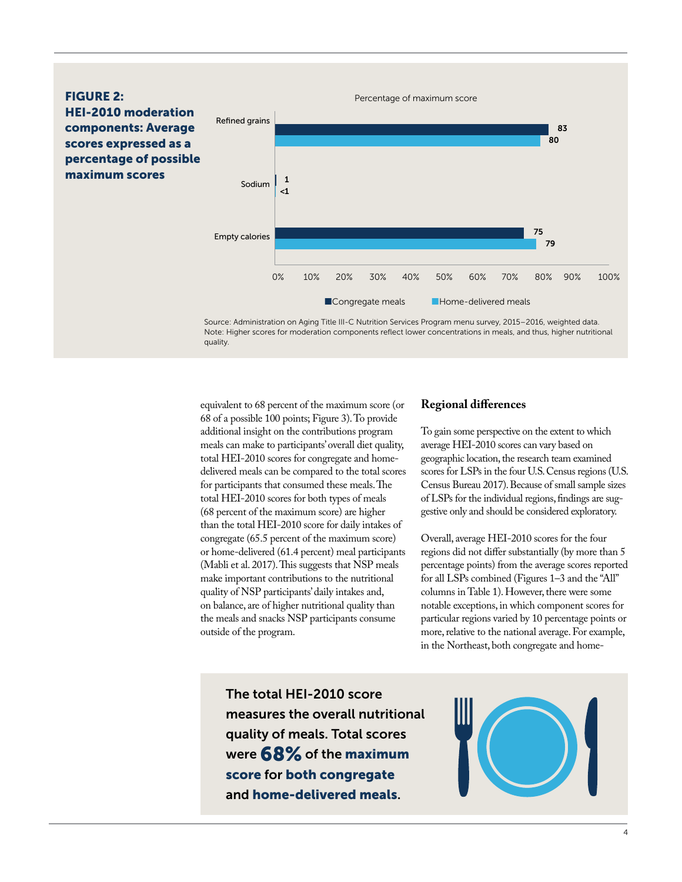**FIGURE 2: HEI-2010 moderation components: Average scores expressed as a percentage of possible maximum scores**

Percentage of maximum score

| Component | Congregate meals | Home-delivered meals |
|---|---|---|
| Refined grains | 83 | 80 |
| Sodium | 1 | <1 |
| Empty calories | 75 | 79 |

Source: Administration on Aging Title III-C Nutrition Services Program menu survey, 2015–2016, weighted data.
Note: Higher scores for moderation components reflect lower concentrations in meals, and thus, higher nutritional quality.

equivalent to 68 percent of the maximum score (or 68 of a possible 100 points; Figure 3). To provide additional insight on the contributions program meals can make to participants' overall diet quality, total HEI-2010 scores for congregate and home-delivered meals can be compared to the total scores for participants that consumed these meals. The total HEI-2010 scores for both types of meals (68 percent of the maximum score) are higher than the total HEI-2010 score for daily intakes of congregate (65.5 percent of the maximum score) or home-delivered (61.4 percent) meal participants (Mabli et al. 2017). This suggests that NSP meals make important contributions to the nutritional quality of NSP participants' daily intakes and, on balance, are of higher nutritional quality than the meals and snacks NSP participants consume outside of the program.

## Regional differences

To gain some perspective on the extent to which average HEI-2010 scores can vary based on geographic location, the research team examined scores for LSPs in the four U.S. Census regions (U.S. Census Bureau 2017). Because of small sample sizes of LSPs for the individual regions, findings are suggestive only and should be considered exploratory.

Overall, average HEI-2010 scores for the four regions did not differ substantially (by more than 5 percentage points) from the average scores reported for all LSPs combined (Figures 1–3 and the "All" columns in Table 1). However, there were some notable exceptions, in which component scores for particular regions varied by 10 percentage points or more, relative to the national average. For example, in the Northeast, both congregate and home-

**The total HEI-2010 score measures the overall nutritional quality of meals. Total scores were 68% of the maximum score for both congregate and home-delivered meals.**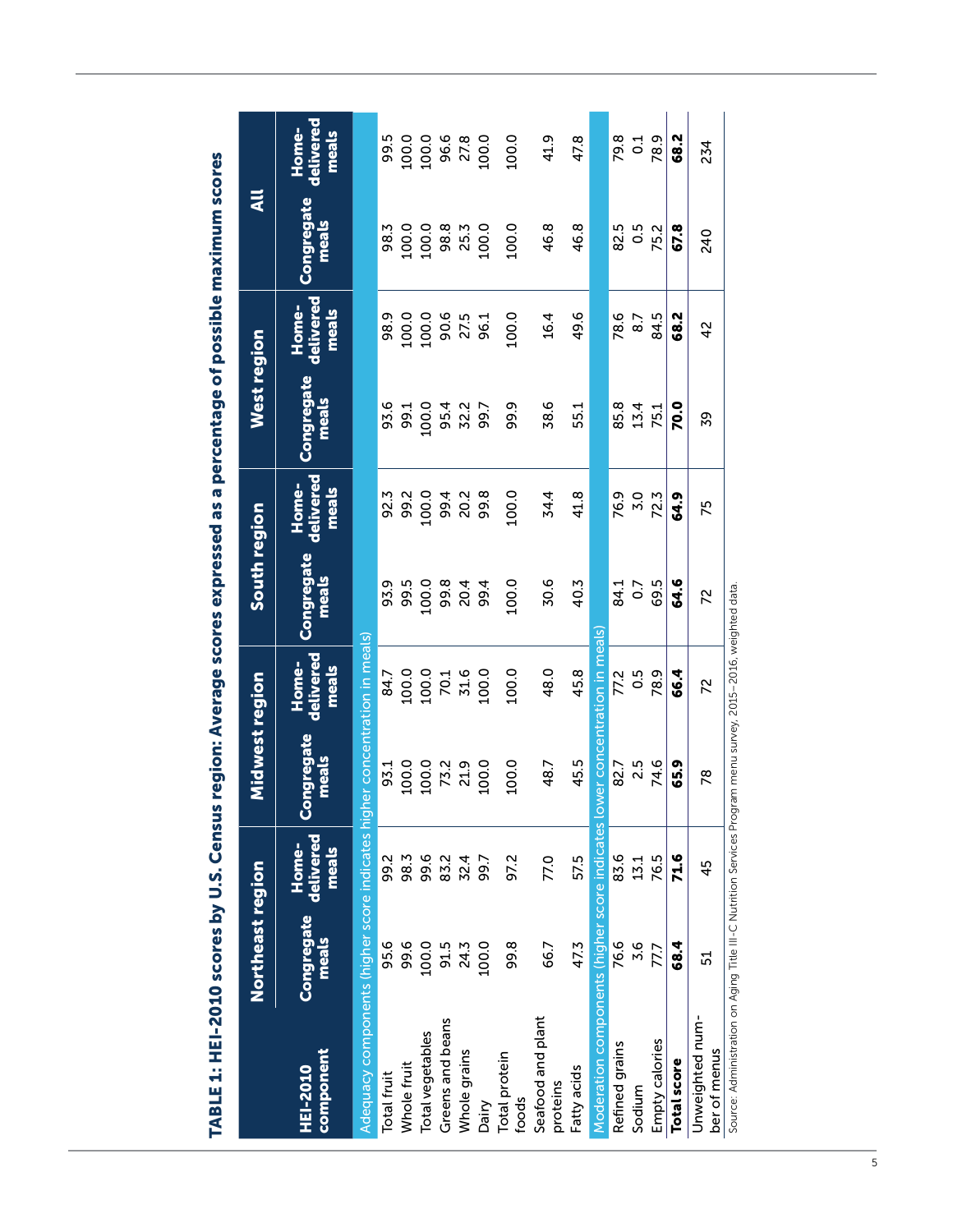**TABLE 1: HEI-2010 scores by U.S. Census region: Average scores expressed as a percentage of possible maximum scores**

| HEI-2010 component | Northeast region | | Midwest region | | South region | | West region | | All | |
|---|---|---|---|---|---|---|---|---|---|---|
| | Congregate meals | Home-delivered meals | Congregate meals | Home-delivered meals | Congregate meals | Home-delivered meals | Congregate meals | Home-delivered meals | Congregate meals | Home-delivered meals |
| Adequacy components (higher score indicates higher concentration in meals) | | | | | | | | | | |
| Total fruit | 95.6 | 99.2 | 93.1 | 84.7 | 93.9 | 92.3 | 93.6 | 98.9 | 98.3 | 99.5 |
| Whole fruit | 99.6 | 98.3 | 100.0 | 100.0 | 99.5 | 99.2 | 99.1 | 100.0 | 100.0 | 100.0 |
| Total vegetables | 100.0 | 99.6 | 100.0 | 100.0 | 100.0 | 100.0 | 100.0 | 100.0 | 100.0 | 100.0 |
| Greens and beans | 91.5 | 83.2 | 73.2 | 70.1 | 99.8 | 99.4 | 95.4 | 90.6 | 98.8 | 96.6 |
| Whole grains | 24.3 | 32.4 | 21.9 | 31.6 | 20.4 | 20.2 | 32.2 | 27.5 | 25.3 | 27.8 |
| Dairy | 100.0 | 99.7 | 100.0 | 100.0 | 99.4 | 99.8 | 99.7 | 96.1 | 100.0 | 100.0 |
| Total protein foods | 99.8 | 97.2 | 100.0 | 100.0 | 100.0 | 100.0 | 99.9 | 100.0 | 100.0 | 100.0 |
| Seafood and plant proteins | 66.7 | 77.0 | 48.7 | 48.0 | 30.6 | 34.4 | 38.6 | 16.4 | 46.8 | 41.9 |
| Fatty acids | 47.3 | 57.5 | 45.5 | 45.8 | 40.3 | 41.8 | 55.1 | 49.6 | 46.8 | 47.8 |
| Moderation components (higher score indicates lower concentration in meals) | | | | | | | | | | |
| Refined grains | 76.6 | 83.6 | 82.7 | 77.2 | 84.1 | 76.9 | 85.8 | 78.6 | 82.5 | 79.8 |
| Sodium | 3.6 | 13.1 | 2.5 | 0.5 | 0.7 | 3.0 | 13.4 | 8.7 | 0.5 | 0.1 |
| Empty calories | 77.7 | 76.5 | 74.6 | 78.9 | 69.5 | 72.3 | 75.1 | 84.5 | 75.2 | 78.9 |
| **Total score** | **68.4** | **71.6** | **65.9** | **66.4** | **64.6** | **64.9** | **70.0** | **68.2** | **67.8** | **68.2** |
| Unweighted number of menus | 51 | 45 | 78 | 72 | 72 | 75 | 39 | 42 | 240 | 234 |

Source: Administration on Aging Title III-C Nutrition Services Program menu survey, 2015–2016, weighted data.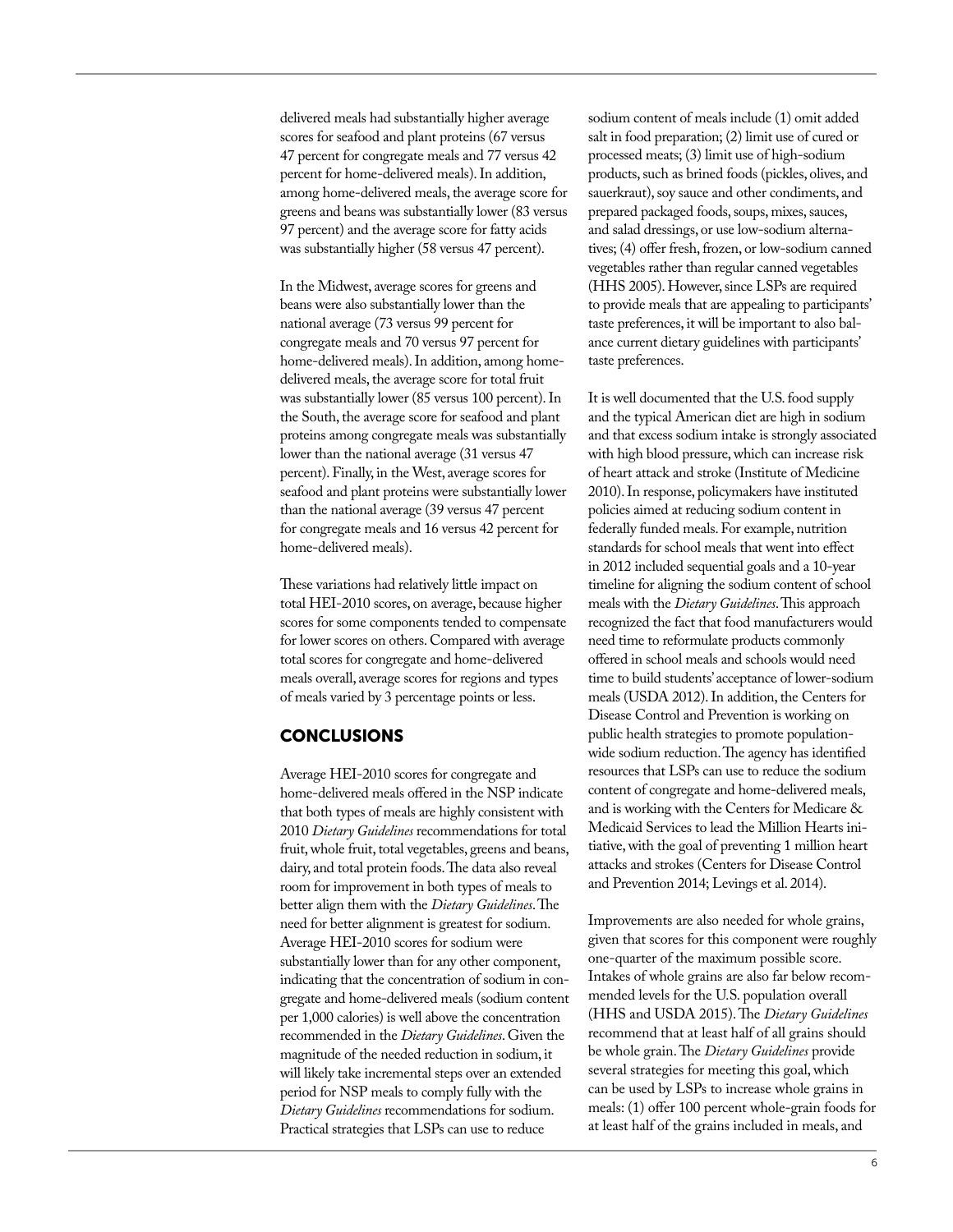delivered meals had substantially higher average scores for seafood and plant proteins (67 versus 47 percent for congregate meals and 77 versus 42 percent for home-delivered meals). In addition, among home-delivered meals, the average score for greens and beans was substantially lower (83 versus 97 percent) and the average score for fatty acids was substantially higher (58 versus 47 percent).

In the Midwest, average scores for greens and beans were also substantially lower than the national average (73 versus 99 percent for congregate meals and 70 versus 97 percent for home-delivered meals). In addition, among home-delivered meals, the average score for total fruit was substantially lower (85 versus 100 percent). In the South, the average score for seafood and plant proteins among congregate meals was substantially lower than the national average (31 versus 47 percent). Finally, in the West, average scores for seafood and plant proteins were substantially lower than the national average (39 versus 47 percent for congregate meals and 16 versus 42 percent for home-delivered meals).

These variations had relatively little impact on total HEI-2010 scores, on average, because higher scores for some components tended to compensate for lower scores on others. Compared with average total scores for congregate and home-delivered meals overall, average scores for regions and types of meals varied by 3 percentage points or less.

## CONCLUSIONS

Average HEI-2010 scores for congregate and home-delivered meals offered in the NSP indicate that both types of meals are highly consistent with 2010 *Dietary Guidelines* recommendations for total fruit, whole fruit, total vegetables, greens and beans, dairy, and total protein foods. The data also reveal room for improvement in both types of meals to better align them with the *Dietary Guidelines*. The need for better alignment is greatest for sodium. Average HEI-2010 scores for sodium were substantially lower than for any other component, indicating that the concentration of sodium in congregate and home-delivered meals (sodium content per 1,000 calories) is well above the concentration recommended in the *Dietary Guidelines*. Given the magnitude of the needed reduction in sodium, it will likely take incremental steps over an extended period for NSP meals to comply fully with the *Dietary Guidelines* recommendations for sodium. Practical strategies that LSPs can use to reduce sodium content of meals include (1) omit added salt in food preparation; (2) limit use of cured or processed meats; (3) limit use of high-sodium products, such as brined foods (pickles, olives, and sauerkraut), soy sauce and other condiments, and prepared packaged foods, soups, mixes, sauces, and salad dressings, or use low-sodium alternatives; (4) offer fresh, frozen, or low-sodium canned vegetables rather than regular canned vegetables (HHS 2005). However, since LSPs are required to provide meals that are appealing to participants' taste preferences, it will be important to also balance current dietary guidelines with participants' taste preferences.

It is well documented that the U.S. food supply and the typical American diet are high in sodium and that excess sodium intake is strongly associated with high blood pressure, which can increase risk of heart attack and stroke (Institute of Medicine 2010). In response, policymakers have instituted policies aimed at reducing sodium content in federally funded meals. For example, nutrition standards for school meals that went into effect in 2012 included sequential goals and a 10-year timeline for aligning the sodium content of school meals with the *Dietary Guidelines*. This approach recognized the fact that food manufacturers would need time to reformulate products commonly offered in school meals and schools would need time to build students' acceptance of lower-sodium meals (USDA 2012). In addition, the Centers for Disease Control and Prevention is working on public health strategies to promote population-wide sodium reduction. The agency has identified resources that LSPs can use to reduce the sodium content of congregate and home-delivered meals, and is working with the Centers for Medicare & Medicaid Services to lead the Million Hearts initiative, with the goal of preventing 1 million heart attacks and strokes (Centers for Disease Control and Prevention 2014; Levings et al. 2014).

Improvements are also needed for whole grains, given that scores for this component were roughly one-quarter of the maximum possible score. Intakes of whole grains are also far below recommended levels for the U.S. population overall (HHS and USDA 2015). The *Dietary Guidelines* recommend that at least half of all grains should be whole grain. The *Dietary Guidelines* provide several strategies for meeting this goal, which can be used by LSPs to increase whole grains in meals: (1) offer 100 percent whole-grain foods for at least half of the grains included in meals, and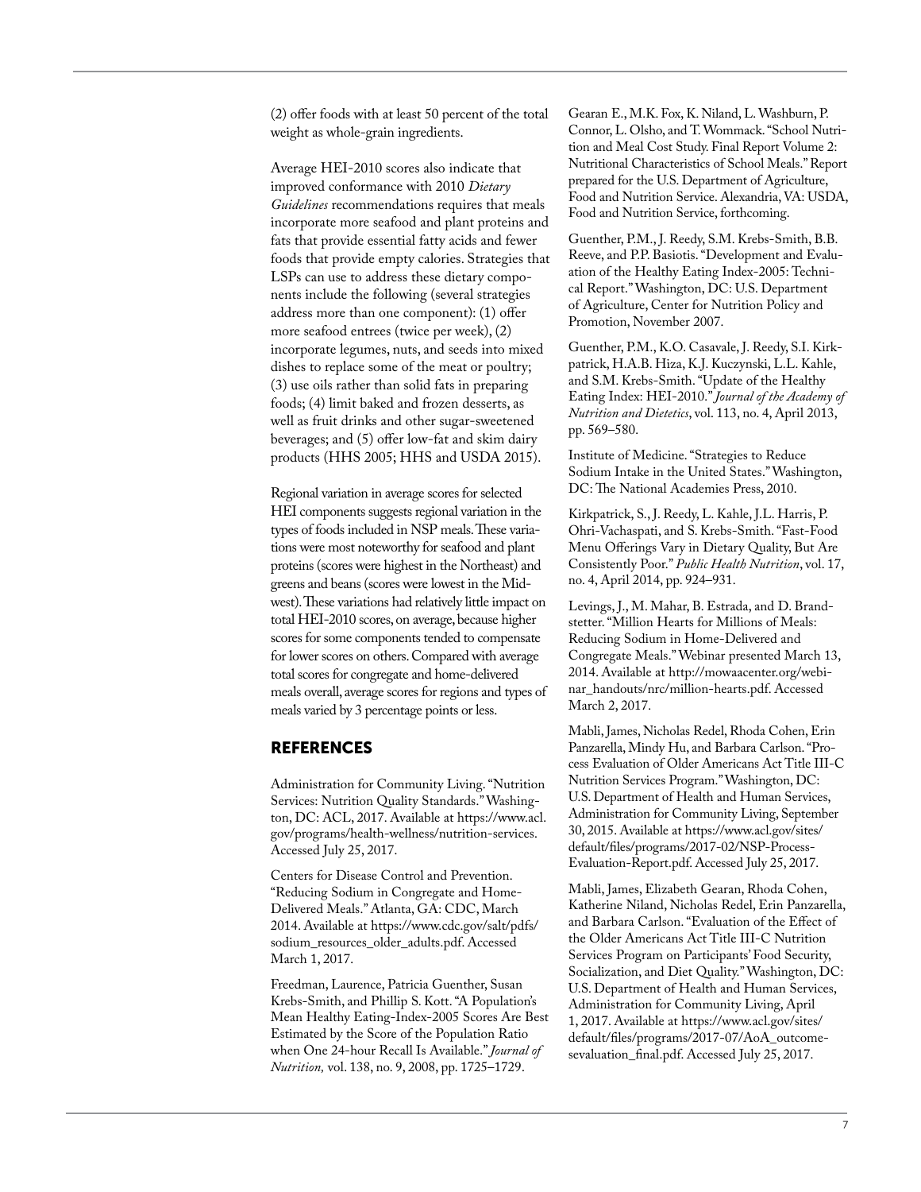(2) offer foods with at least 50 percent of the total weight as whole-grain ingredients.

Average HEI-2010 scores also indicate that improved conformance with 2010 *Dietary Guidelines* recommendations requires that meals incorporate more seafood and plant proteins and fats that provide essential fatty acids and fewer foods that provide empty calories. Strategies that LSPs can use to address these dietary components include the following (several strategies address more than one component): (1) offer more seafood entrees (twice per week), (2) incorporate legumes, nuts, and seeds into mixed dishes to replace some of the meat or poultry; (3) use oils rather than solid fats in preparing foods; (4) limit baked and frozen desserts, as well as fruit drinks and other sugar-sweetened beverages; and (5) offer low-fat and skim dairy products (HHS 2005; HHS and USDA 2015).

Regional variation in average scores for selected HEI components suggests regional variation in the types of foods included in NSP meals. These variations were most noteworthy for seafood and plant proteins (scores were highest in the Northeast) and greens and beans (scores were lowest in the Midwest). These variations had relatively little impact on total HEI-2010 scores, on average, because higher scores for some components tended to compensate for lower scores on others. Compared with average total scores for congregate and home-delivered meals overall, average scores for regions and types of meals varied by 3 percentage points or less.

## REFERENCES

Administration for Community Living. "Nutrition Services: Nutrition Quality Standards." Washington, DC: ACL, 2017. Available at https://www.acl.gov/programs/health-wellness/nutrition-services. Accessed July 25, 2017.

Centers for Disease Control and Prevention. "Reducing Sodium in Congregate and Home-Delivered Meals." Atlanta, GA: CDC, March 2014. Available at https://www.cdc.gov/salt/pdfs/sodium_resources_older_adults.pdf. Accessed March 1, 2017.

Freedman, Laurence, Patricia Guenther, Susan Krebs-Smith, and Phillip S. Kott. "A Population's Mean Healthy Eating-Index-2005 Scores Are Best Estimated by the Score of the Population Ratio when One 24-hour Recall Is Available." *Journal of Nutrition,* vol. 138, no. 9, 2008, pp. 1725–1729.

Gearan E., M.K. Fox, K. Niland, L. Washburn, P. Connor, L. Olsho, and T. Wommack. "School Nutrition and Meal Cost Study. Final Report Volume 2: Nutritional Characteristics of School Meals." Report prepared for the U.S. Department of Agriculture, Food and Nutrition Service. Alexandria, VA: USDA, Food and Nutrition Service, forthcoming.

Guenther, P.M., J. Reedy, S.M. Krebs-Smith, B.B. Reeve, and P.P. Basiotis. "Development and Evaluation of the Healthy Eating Index-2005: Technical Report." Washington, DC: U.S. Department of Agriculture, Center for Nutrition Policy and Promotion, November 2007.

Guenther, P.M., K.O. Casavale, J. Reedy, S.I. Kirkpatrick, H.A.B. Hiza, K.J. Kuczynski, L.L. Kahle, and S.M. Krebs-Smith. "Update of the Healthy Eating Index: HEI-2010." *Journal of the Academy of Nutrition and Dietetics*, vol. 113, no. 4, April 2013, pp. 569–580.

Institute of Medicine. "Strategies to Reduce Sodium Intake in the United States." Washington, DC: The National Academies Press, 2010.

Kirkpatrick, S., J. Reedy, L. Kahle, J.L. Harris, P. Ohri-Vachaspati, and S. Krebs-Smith. "Fast-Food Menu Offerings Vary in Dietary Quality, But Are Consistently Poor." *Public Health Nutrition*, vol. 17, no. 4, April 2014, pp. 924–931.

Levings, J., M. Mahar, B. Estrada, and D. Brandstetter. "Million Hearts for Millions of Meals: Reducing Sodium in Home-Delivered and Congregate Meals." Webinar presented March 13, 2014. Available at http://mowaacenter.org/webinar_handouts/nrc/million-hearts.pdf. Accessed March 2, 2017.

Mabli, James, Nicholas Redel, Rhoda Cohen, Erin Panzarella, Mindy Hu, and Barbara Carlson. "Process Evaluation of Older Americans Act Title III-C Nutrition Services Program." Washington, DC: U.S. Department of Health and Human Services, Administration for Community Living, September 30, 2015. Available at https://www.acl.gov/sites/default/files/programs/2017-02/NSP-Process-Evaluation-Report.pdf. Accessed July 25, 2017.

Mabli, James, Elizabeth Gearan, Rhoda Cohen, Katherine Niland, Nicholas Redel, Erin Panzarella, and Barbara Carlson. "Evaluation of the Effect of the Older Americans Act Title III-C Nutrition Services Program on Participants' Food Security, Socialization, and Diet Quality." Washington, DC: U.S. Department of Health and Human Services, Administration for Community Living, April 1, 2017. Available at https://www.acl.gov/sites/default/files/programs/2017-07/AoA_outcomesevaluation_final.pdf. Accessed July 25, 2017.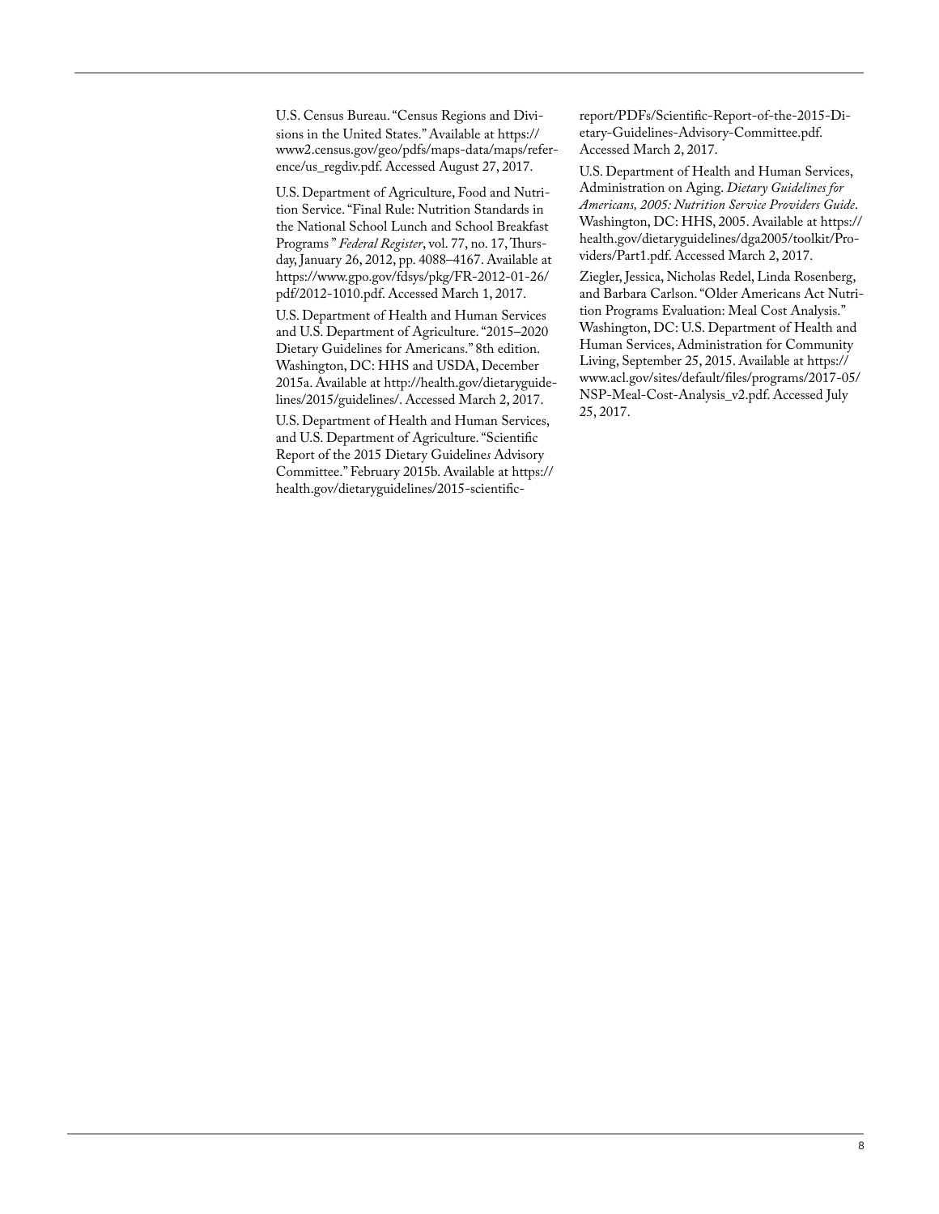U.S. Census Bureau. "Census Regions and Divisions in the United States." Available at https://www2.census.gov/geo/pdfs/maps-data/maps/reference/us_regdiv.pdf. Accessed August 27, 2017.

U.S. Department of Agriculture, Food and Nutrition Service. "Final Rule: Nutrition Standards in the National School Lunch and School Breakfast Programs" *Federal Register*, vol. 77, no. 17, Thursday, January 26, 2012, pp. 4088–4167. Available at https://www.gpo.gov/fdsys/pkg/FR-2012-01-26/pdf/2012-1010.pdf. Accessed March 1, 2017.

U.S. Department of Health and Human Services and U.S. Department of Agriculture. "2015–2020 Dietary Guidelines for Americans." 8th edition. Washington, DC: HHS and USDA, December 2015a. Available at http://health.gov/dietaryguidelines/2015/guidelines/. Accessed March 2, 2017.

U.S. Department of Health and Human Services, and U.S. Department of Agriculture. "Scientific Report of the 2015 Dietary Guidelines Advisory Committee." February 2015b. Available at https://health.gov/dietaryguidelines/2015-scientific-report/PDFs/Scientific-Report-of-the-2015-Dietary-Guidelines-Advisory-Committee.pdf. Accessed March 2, 2017.

U.S. Department of Health and Human Services, Administration on Aging. *Dietary Guidelines for Americans, 2005: Nutrition Service Providers Guide*. Washington, DC: HHS, 2005. Available at https://health.gov/dietaryguidelines/dga2005/toolkit/Providers/Part1.pdf. Accessed March 2, 2017.

Ziegler, Jessica, Nicholas Redel, Linda Rosenberg, and Barbara Carlson. "Older Americans Act Nutrition Programs Evaluation: Meal Cost Analysis." Washington, DC: U.S. Department of Health and Human Services, Administration for Community Living, September 25, 2015. Available at https://www.acl.gov/sites/default/files/programs/2017-05/NSP-Meal-Cost-Analysis_v2.pdf. Accessed July 25, 2017.